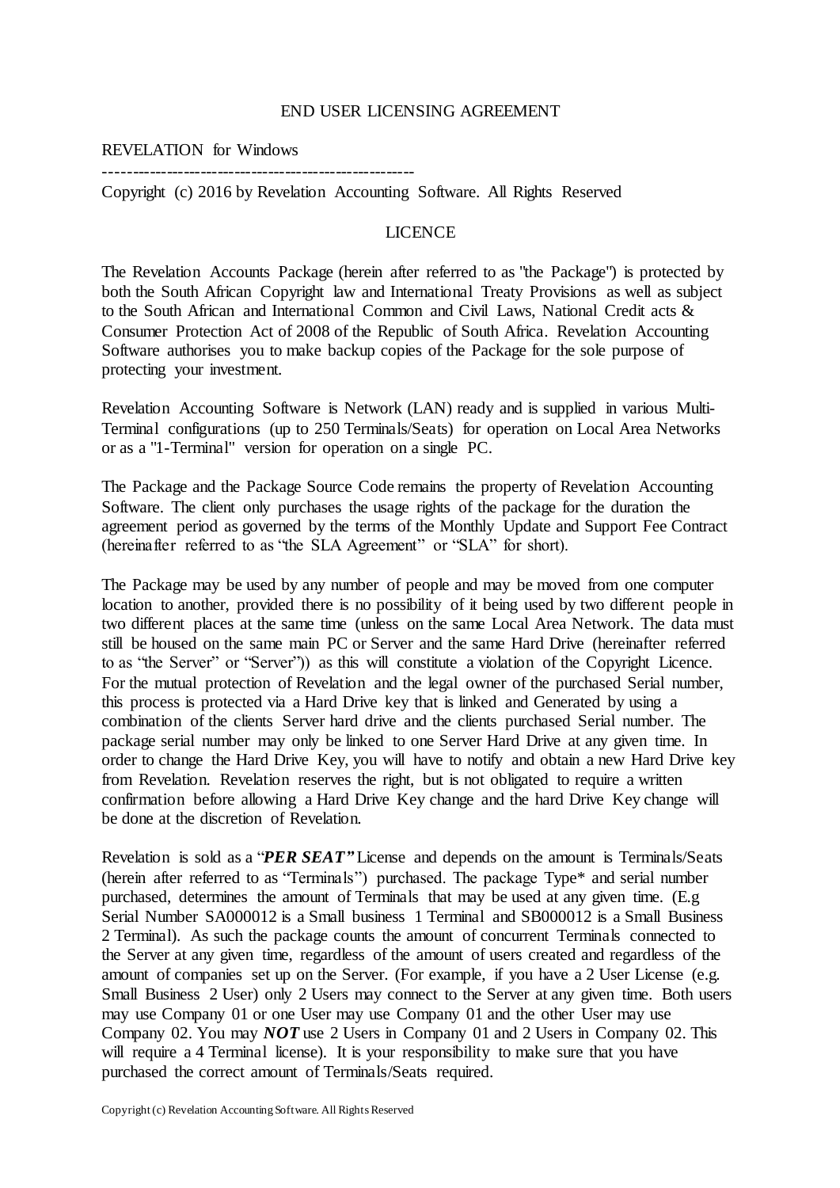# END USER LICENSING AGREEMENT

REVELATION for Windows

-----------------------------------------------------

Copyright (c) 2016 by Revelation Accounting Software. All Rights Reserved

## LICENCE

The Revelation Accounts Package (herein after referred to as "the Package") is protected by both the South African Copyright law and International Treaty Provisions as well as subject to the South African and International Common and Civil Laws, National Credit acts & Consumer Protection Act of 2008 of the Republic of South Africa. Revelation Accounting Software authorises you to make backup copies of the Package for the sole purpose of protecting your investment.

Revelation Accounting Software is Network (LAN) ready and is supplied in various Multi-Terminal configurations (up to 250 Terminals/Seats) for operation on Local Area Networks or as a "1-Terminal" version for operation on a single PC.

The Package and the Package Source Code remains the property of Revelation Accounting Software. The client only purchases the usage rights of the package for the duration the agreement period as governed by the terms of the Monthly Update and Support Fee Contract (hereinafter referred to as "the SLA Agreement" or "SLA" for short).

The Package may be used by any number of people and may be moved from one computer location to another, provided there is no possibility of it being used by two different people in two different places at the same time (unless on the same Local Area Network. The data must still be housed on the same main PC or Server and the same Hard Drive (hereinafter referred to as "the Server" or "Server")) as this will constitute a violation of the Copyright Licence. For the mutual protection of Revelation and the legal owner of the purchased Serial number, this process is protected via a Hard Drive key that is linked and Generated by using a combination of the clients Server hard drive and the clients purchased Serial number. The package serial number may only be linked to one Server Hard Drive at any given time. In order to change the Hard Drive Key, you will have to notify and obtain a new Hard Drive key from Revelation. Revelation reserves the right, but is not obligated to require a written confirmation before allowing a Hard Drive Key change and the hard Drive Key change will be done at the discretion of Revelation.

Revelation is sold as a "***PER SEAT"*** License and depends on the amount is Terminals/Seats (herein after referred to as "Terminals") purchased. The package Type* and serial number purchased, determines the amount of Terminals that may be used at any given time. (E.g Serial Number SA000012 is a Small business 1 Terminal and SB000012 is a Small Business 2 Terminal). As such the package counts the amount of concurrent Terminals connected to the Server at any given time, regardless of the amount of users created and regardless of the amount of companies set up on the Server. (For example, if you have a 2 User License (e.g. Small Business 2 User) only 2 Users may connect to the Server at any given time. Both users may use Company 01 or one User may use Company 01 and the other User may use Company 02. You may ***NOT*** use 2 Users in Company 01 and 2 Users in Company 02. This will require a 4 Terminal license). It is your responsibility to make sure that you have purchased the correct amount of Terminals/Seats required.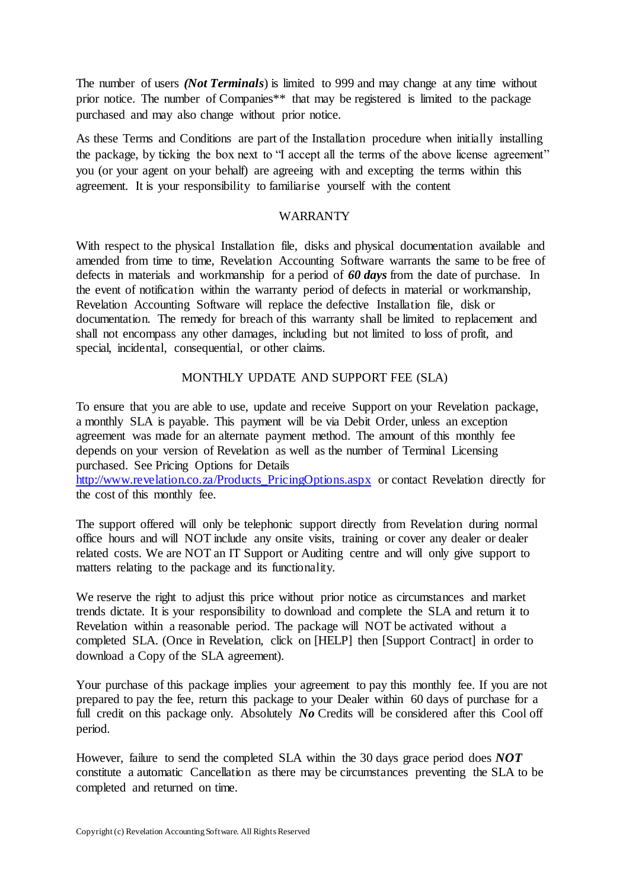The number of users ***(Not Terminals)*** is limited to 999 and may change at any time without prior notice. The number of Companies** that may be registered is limited to the package purchased and may also change without prior notice.

As these Terms and Conditions are part of the Installation procedure when initially installing the package, by ticking the box next to "I accept all the terms of the above license agreement" you (or your agent on your behalf) are agreeing with and excepting the terms within this agreement. It is your responsibility to familiarise yourself with the content

## WARRANTY

With respect to the physical Installation file, disks and physical documentation available and amended from time to time, Revelation Accounting Software warrants the same to be free of defects in materials and workmanship for a period of ***60 days*** from the date of purchase. In the event of notification within the warranty period of defects in material or workmanship, Revelation Accounting Software will replace the defective Installation file, disk or documentation. The remedy for breach of this warranty shall be limited to replacement and shall not encompass any other damages, including but not limited to loss of profit, and special, incidental, consequential, or other claims.

## MONTHLY UPDATE AND SUPPORT FEE (SLA)

To ensure that you are able to use, update and receive Support on your Revelation package, a monthly SLA is payable. This payment will be via Debit Order, unless an exception agreement was made for an alternate payment method. The amount of this monthly fee depends on your version of Revelation as well as the number of Terminal Licensing purchased. See Pricing Options for Details [http://www.revelation.co.za/Products_PricingOptions.aspx](http://www.revelation.co.za/Products_PricingOptions.aspx) or contact Revelation directly for the cost of this monthly fee.

The support offered will only be telephonic support directly from Revelation during normal office hours and will NOT include any onsite visits, training or cover any dealer or dealer related costs. We are NOT an IT Support or Auditing centre and will only give support to matters relating to the package and its functionality.

We reserve the right to adjust this price without prior notice as circumstances and market trends dictate. It is your responsibility to download and complete the SLA and return it to Revelation within a reasonable period. The package will NOT be activated without a completed SLA. (Once in Revelation, click on [HELP] then [Support Contract] in order to download a Copy of the SLA agreement).

Your purchase of this package implies your agreement to pay this monthly fee. If you are not prepared to pay the fee, return this package to your Dealer within 60 days of purchase for a full credit on this package only. Absolutely ***No*** Credits will be considered after this Cool off period.

However, failure to send the completed SLA within the 30 days grace period does ***NOT*** constitute a automatic Cancellation as there may be circumstances preventing the SLA to be completed and returned on time.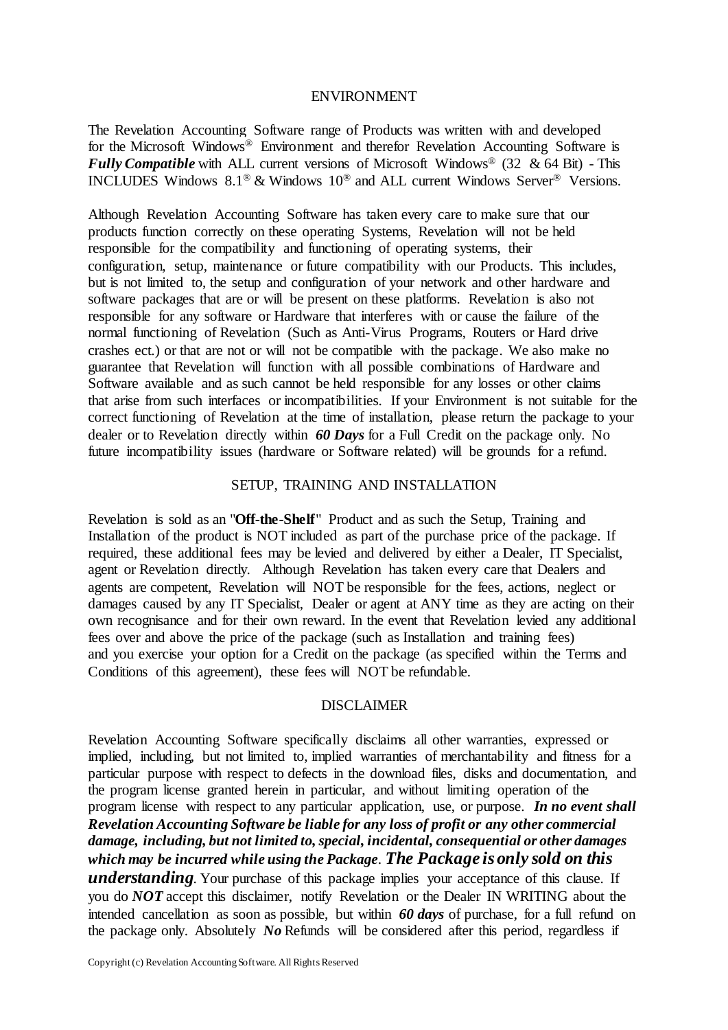## ENVIRONMENT

The Revelation Accounting Software range of Products was written with and developed for the Microsoft Windows® Environment and therefor Revelation Accounting Software is ***Fully Compatible*** with ALL current versions of Microsoft Windows® (32 & 64 Bit) - This INCLUDES Windows 8.1® & Windows 10® and ALL current Windows Server® Versions.

Although Revelation Accounting Software has taken every care to make sure that our products function correctly on these operating Systems, Revelation will not be held responsible for the compatibility and functioning of operating systems, their configuration, setup, maintenance or future compatibility with our Products. This includes, but is not limited to, the setup and configuration of your network and other hardware and software packages that are or will be present on these platforms. Revelation is also not responsible for any software or Hardware that interferes with or cause the failure of the normal functioning of Revelation (Such as Anti-Virus Programs, Routers or Hard drive crashes ect.) or that are not or will not be compatible with the package. We also make no guarantee that Revelation will function with all possible combinations of Hardware and Software available and as such cannot be held responsible for any losses or other claims that arise from such interfaces or incompatibilities. If your Environment is not suitable for the correct functioning of Revelation at the time of installation, please return the package to your dealer or to Revelation directly within ***60 Days*** for a Full Credit on the package only. No future incompatibility issues (hardware or Software related) will be grounds for a refund.

## SETUP, TRAINING AND INSTALLATION

Revelation is sold as an "**Off-the-Shelf**" Product and as such the Setup, Training and Installation of the product is NOT included as part of the purchase price of the package. If required, these additional fees may be levied and delivered by either a Dealer, IT Specialist, agent or Revelation directly. Although Revelation has taken every care that Dealers and agents are competent, Revelation will NOT be responsible for the fees, actions, neglect or damages caused by any IT Specialist, Dealer or agent at ANY time as they are acting on their own recognisance and for their own reward. In the event that Revelation levied any additional fees over and above the price of the package (such as Installation and training fees) and you exercise your option for a Credit on the package (as specified within the Terms and Conditions of this agreement), these fees will NOT be refundable.

## DISCLAIMER

Revelation Accounting Software specifically disclaims all other warranties, expressed or implied, including, but not limited to, implied warranties of merchantability and fitness for a particular purpose with respect to defects in the download files, disks and documentation, and the program license granted herein in particular, and without limiting operation of the program license with respect to any particular application, use, or purpose. ***In no event shall Revelation Accounting Software be liable for any loss of profit or any other commercial damage, including, but not limited to, special, incidental, consequential or other damages which may be incurred while using the Package***. ***The Package is only sold on this understanding***. Your purchase of this package implies your acceptance of this clause. If you do ***NOT*** accept this disclaimer, notify Revelation or the Dealer IN WRITING about the intended cancellation as soon as possible, but within ***60 days*** of purchase, for a full refund on the package only. Absolutely ***No*** Refunds will be considered after this period, regardless if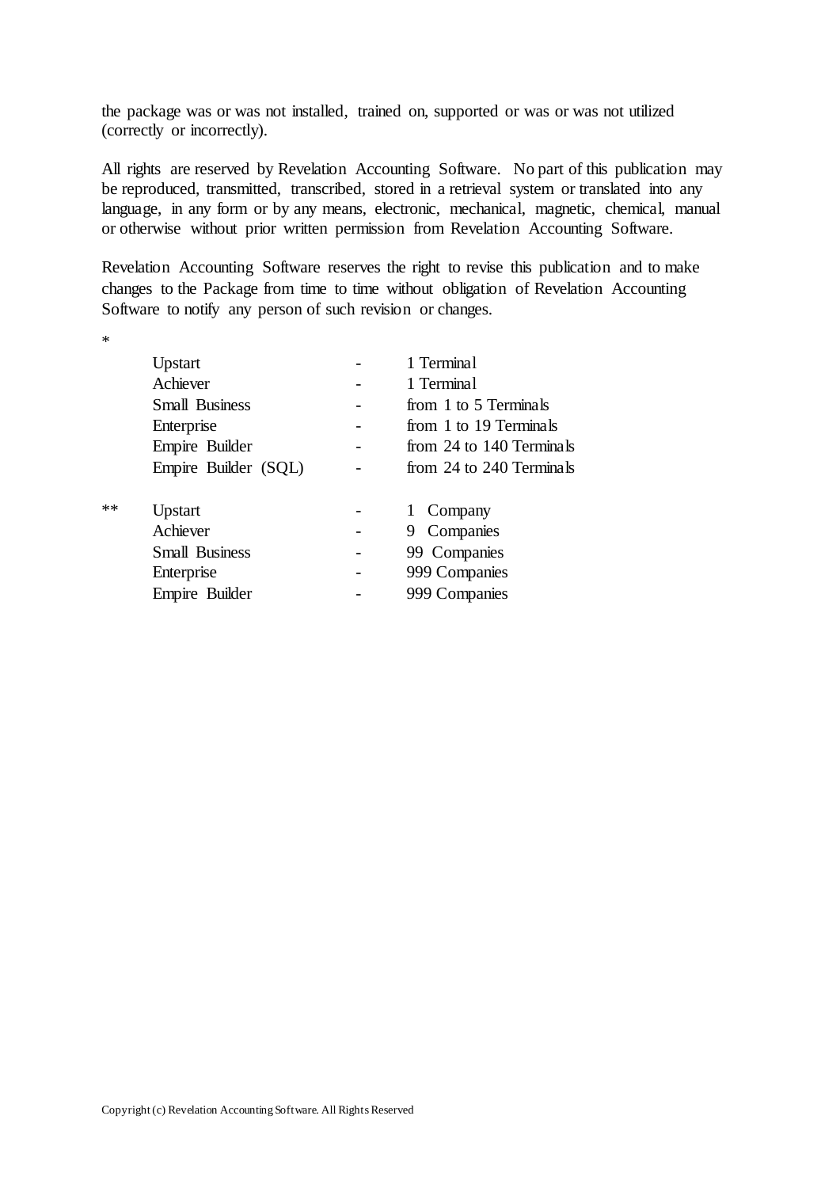the package was or was not installed, trained on, supported or was or was not utilized (correctly or incorrectly).

All rights are reserved by Revelation Accounting Software. No part of this publication may be reproduced, transmitted, transcribed, stored in a retrieval system or translated into any language, in any form or by any means, electronic, mechanical, magnetic, chemical, manual or otherwise without prior written permission from Revelation Accounting Software.

Revelation Accounting Software reserves the right to revise this publication and to make changes to the Package from time to time without obligation of Revelation Accounting Software to notify any person of such revision or changes.

*

| Upstart | - | 1 Terminal |
|---|---|---|
| Achiever | - | 1 Terminal |
| Small Business | - | from 1 to 5 Terminals |
| Enterprise | - | from 1 to 19 Terminals |
| Empire Builder | - | from 24 to 140 Terminals |
| Empire Builder (SQL) | - | from 24 to 240 Terminals |

**

| Upstart | - | 1 Company |
|---|---|---|
| Achiever | - | 9 Companies |
| Small Business | - | 99 Companies |
| Enterprise | - | 999 Companies |
| Empire Builder | - | 999 Companies |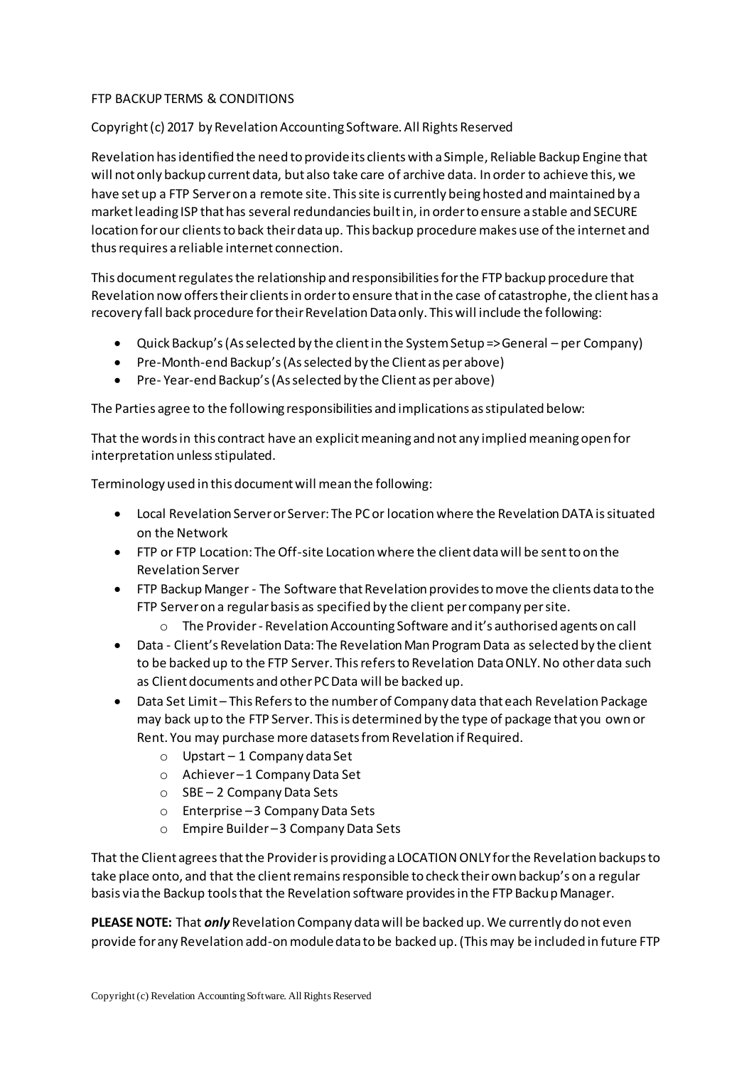FTP BACKUP TERMS & CONDITIONS

Copyright (c) 2017 by Revelation Accounting Software. All Rights Reserved

Revelation has identified the need to provide its clients with a Simple, Reliable Backup Engine that will not only backup current data, but also take care of archive data. In order to achieve this, we have set up a FTP Server on a remote site. This site is currently being hosted and maintained by a market leading ISP that has several redundancies built in, in order to ensure a stable and SECURE location for our clients to back their data up. This backup procedure makes use of the internet and thus requires a reliable internet connection.

This document regulates the relationship and responsibilities for the FTP backup procedure that Revelation now offers their clients in order to ensure that in the case of catastrophe, the client has a recovery fall back procedure for their Revelation Data only. This will include the following:

- Quick Backup's (As selected by the client in the System Setup => General – per Company)
- Pre-Month-end Backup's (As selected by the Client as per above)
- Pre- Year-end Backup's (As selected by the Client as per above)

The Parties agree to the following responsibilities and implications as stipulated below:

That the words in this contract have an explicit meaning and not any implied meaning open for interpretation unless stipulated.

Terminology used in this document will mean the following:

- Local Revelation Server or Server: The PC or location where the Revelation DATA is situated on the Network
- FTP or FTP Location: The Off-site Location where the client data will be sent to on the Revelation Server
- FTP Backup Manger - The Software that Revelation provides to move the clients data to the FTP Server on a regular basis as specified by the client per company per site.
  - The Provider - Revelation Accounting Software and it's authorised agents on call
- Data - Client's Revelation Data: The Revelation Man Program Data as selected by the client to be backed up to the FTP Server. This refers to Revelation Data ONLY. No other data such as Client documents and other PC Data will be backed up.
- Data Set Limit – This Refers to the number of Company data that each Revelation Package may back up to the FTP Server. This is determined by the type of package that you own or Rent. You may purchase more datasets from Revelation if Required.
  - Upstart – 1 Company data Set
  - Achiever – 1 Company Data Set
  - SBE – 2 Company Data Sets
  - Enterprise – 3 Company Data Sets
  - Empire Builder – 3 Company Data Sets

That the Client agrees that the Provider is providing a LOCATION ONLY for the Revelation backups to take place onto, and that the client remains responsible to check their own backup's on a regular basis via the Backup tools that the Revelation software provides in the FTP Backup Manager.

**PLEASE NOTE:** That ***only*** Revelation Company data will be backed up. We currently do not even provide for any Revelation add-on module data to be backed up. (This may be included in future FTP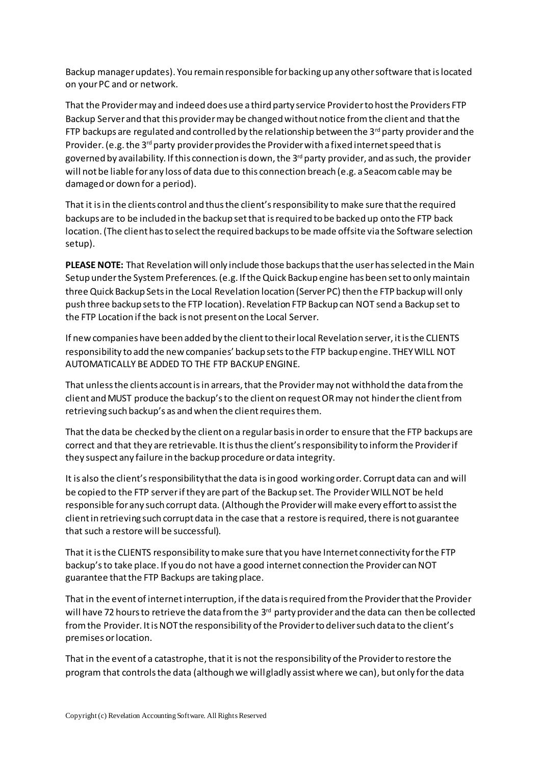Backup manager updates). You remain responsible for backing up any other software that is located on your PC and or network.

That the Provider may and indeed does use a third party service Provider to host the Providers FTP Backup Server and that this provider may be changed without notice from the client and that the FTP backups are regulated and controlled by the relationship between the 3rd party provider and the Provider. (e.g. the 3rd party provider provides the Provider with a fixed internet speed that is governed by availability. If this connection is down, the 3rd party provider, and as such, the provider will not be liable for any loss of data due to this connection breach (e.g. a Seacom cable may be damaged or down for a period).

That it is in the clients control and thus the client's responsibility to make sure that the required backups are to be included in the backup set that is required to be backed up onto the FTP back location. (The client has to select the required backups to be made offsite via the Software selection setup).

**PLEASE NOTE:** That Revelation will only include those backups that the user has selected in the Main Setup under the System Preferences. (e.g. If the Quick Backup engine has been set to only maintain three Quick Backup Sets in the Local Revelation location (Server PC) then the FTP backup will only push three backup sets to the FTP location). Revelation FTP Backup can NOT send a Backup set to the FTP Location if the back is not present on the Local Server.

If new companies have been added by the client to their local Revelation server, it is the CLIENTS responsibility to add the new companies' backup sets to the FTP backup engine. THEY WILL NOT AUTOMATICALLY BE ADDED TO THE FTP BACKUP ENGINE.

That unless the clients account is in arrears, that the Provider may not withhold the data from the client and MUST produce the backup's to the client on request OR may not hinder the client from retrieving such backup's as and when the client requires them.

That the data be checked by the client on a regular basis in order to ensure that the FTP backups are correct and that they are retrievable. It is thus the client's responsibility to inform the Provider if they suspect any failure in the backup procedure or data integrity.

It is also the client's responsibility that the data is in good working order. Corrupt data can and will be copied to the FTP server if they are part of the Backup set. The Provider WILL NOT be held responsible for any such corrupt data. (Although the Provider will make every effort to assist the client in retrieving such corrupt data in the case that a restore is required, there is not guarantee that such a restore will be successful).

That it is the CLIENTS responsibility to make sure that you have Internet connectivity for the FTP backup's to take place. If you do not have a good internet connection the Provider can NOT guarantee that the FTP Backups are taking place.

That in the event of internet interruption, if the data is required from the Provider that the Provider will have 72 hours to retrieve the data from the 3rd party provider and the data can then be collected from the Provider. It is NOT the responsibility of the Provider to deliver such data to the client's premises or location.

That in the event of a catastrophe, that it is not the responsibility of the Provider to restore the program that controls the data (although we will gladly assist where we can), but only for the data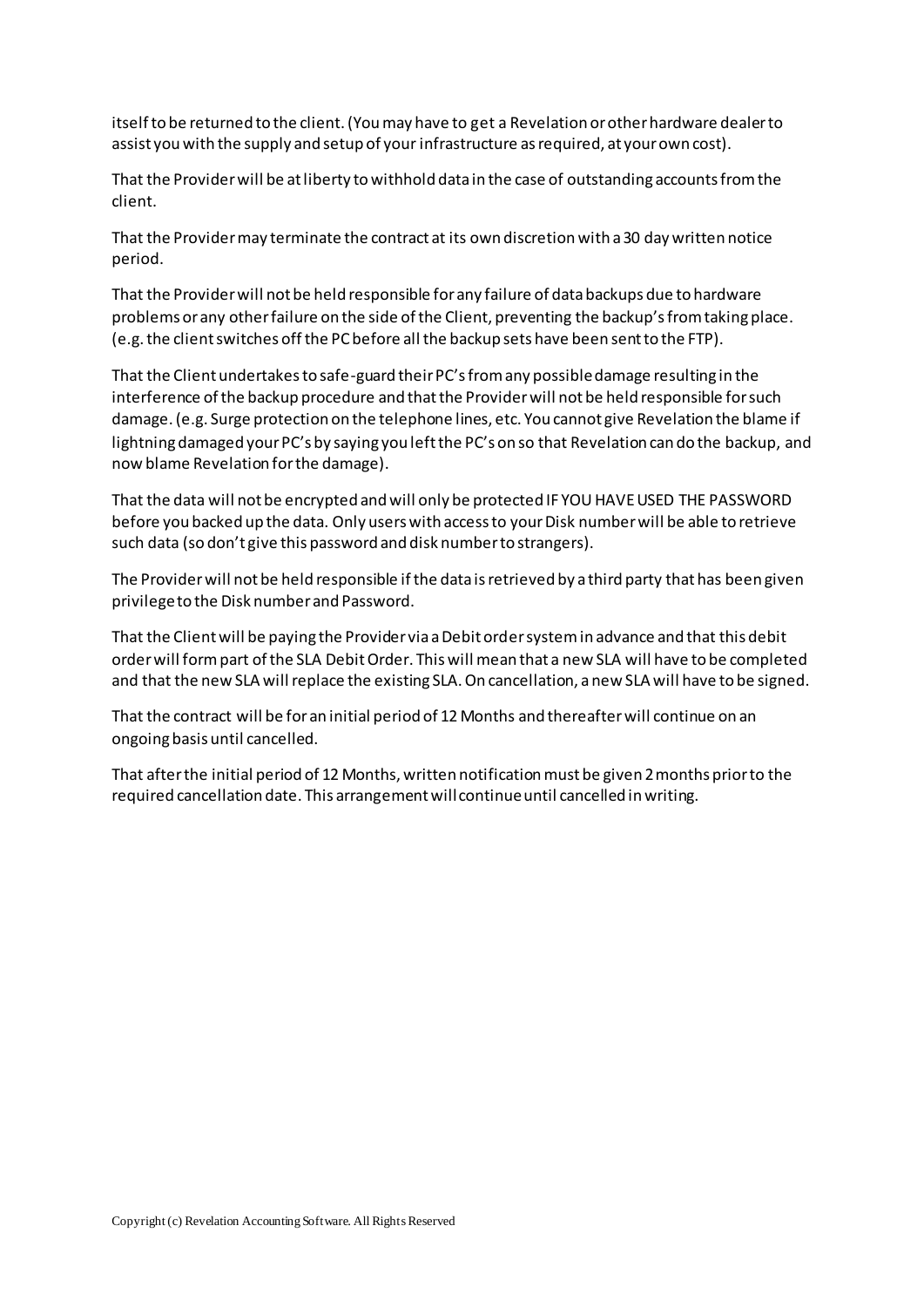itself to be returned to the client. (You may have to get a Revelation or other hardware dealer to assist you with the supply and setup of your infrastructure as required, at your own cost).

That the Provider will be at liberty to withhold data in the case of outstanding accounts from the client.

That the Provider may terminate the contract at its own discretion with a 30 day written notice period.

That the Provider will not be held responsible for any failure of data backups due to hardware problems or any other failure on the side of the Client, preventing the backup's from taking place. (e.g. the client switches off the PC before all the backup sets have been sent to the FTP).

That the Client undertakes to safe-guard their PC's from any possible damage resulting in the interference of the backup procedure and that the Provider will not be held responsible for such damage. (e.g. Surge protection on the telephone lines, etc. You cannot give Revelation the blame if lightning damaged your PC's by saying you left the PC's on so that Revelation can do the backup, and now blame Revelation for the damage).

That the data will not be encrypted and will only be protected IF YOU HAVE USED THE PASSWORD before you backed up the data. Only users with access to your Disk number will be able to retrieve such data (so don't give this password and disk number to strangers).

The Provider will not be held responsible if the data is retrieved by a third party that has been given privilege to the Disk number and Password.

That the Client will be paying the Provider via a Debit order system in advance and that this debit order will form part of the SLA Debit Order. This will mean that a new SLA will have to be completed and that the new SLA will replace the existing SLA. On cancellation, a new SLA will have to be signed.

That the contract will be for an initial period of 12 Months and thereafter will continue on an ongoing basis until cancelled.

That after the initial period of 12 Months, written notification must be given 2 months prior to the required cancellation date. This arrangement will continue until cancelled in writing.

Copyright (c) Revelation Accounting Software. All Rights Reserved